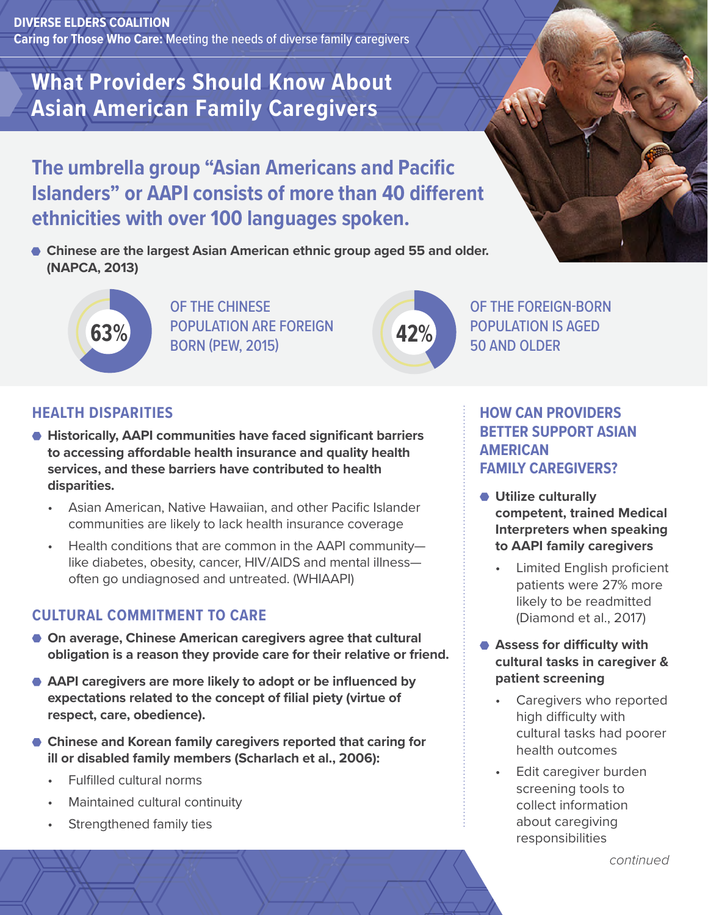DIVERSE ELDERS COALITION

**Caring for Those Who Care:** Meeting the needs of diverse family caregivers

# What Providers Should Know About Asian American Family Caregivers

## The umbrella group "Asian Americans and Pacific Islanders" or AAPI consists of more than 40 different ethnicities with over 100 languages spoken.

- **Chinese are the largest Asian American ethnic group aged 55 and older. (NAPCA, 2013)**

**63%** OF THE CHINESE POPULATION ARE FOREIGN BORN (PEW, 2015)

**42%** OF THE FOREIGN-BORN POPULATION IS AGED 50 AND OLDER

## HEALTH DISPARITIES

- **Historically, AAPI communities have faced significant barriers to accessing affordable health insurance and quality health services, and these barriers have contributed to health disparities.**
  - Asian American, Native Hawaiian, and other Pacific Islander communities are likely to lack health insurance coverage
  - Health conditions that are common in the AAPI community—like diabetes, obesity, cancer, HIV/AIDS and mental illness—often go undiagnosed and untreated. (WHIAAPI)

## CULTURAL COMMITMENT TO CARE

- **On average, Chinese American caregivers agree that cultural obligation is a reason they provide care for their relative or friend.**
- **AAPI caregivers are more likely to adopt or be influenced by expectations related to the concept of filial piety (virtue of respect, care, obedience).**
- **Chinese and Korean family caregivers reported that caring for ill or disabled family members (Scharlach et al., 2006):**
  - Fulfilled cultural norms
  - Maintained cultural continuity
  - Strengthened family ties

## HOW CAN PROVIDERS BETTER SUPPORT ASIAN AMERICAN FAMILY CAREGIVERS?

- **Utilize culturally competent, trained Medical Interpreters when speaking to AAPI family caregivers**
  - Limited English proficient patients were 27% more likely to be readmitted (Diamond et al., 2017)
- **Assess for difficulty with cultural tasks in caregiver & patient screening**
  - Caregivers who reported high difficulty with cultural tasks had poorer health outcomes
  - Edit caregiver burden screening tools to collect information about caregiving responsibilities

*continued*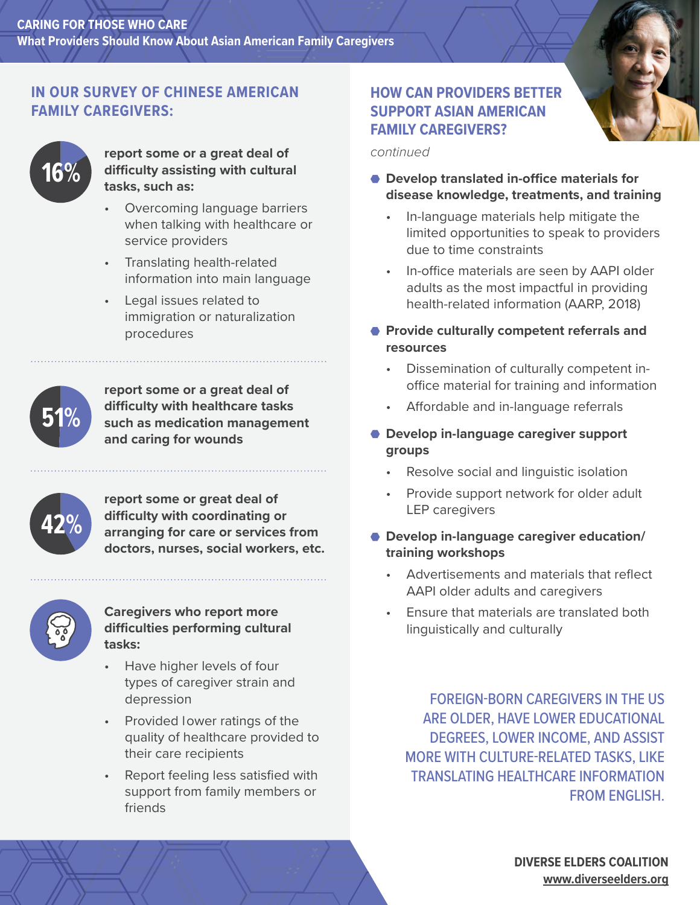CARING FOR THOSE WHO CARE
What Providers Should Know About Asian American Family Caregivers

## IN OUR SURVEY OF CHINESE AMERICAN FAMILY CAREGIVERS:

**16%** **report some or a great deal of difficulty assisting with cultural tasks, such as:**

- Overcoming language barriers when talking with healthcare or service providers
- Translating health-related information into main language
- Legal issues related to immigration or naturalization procedures

**51%** **report some or a great deal of difficulty with healthcare tasks such as medication management and caring for wounds**

**42%** **report some or great deal of difficulty with coordinating or arranging for care or services from doctors, nurses, social workers, etc.**

**Caregivers who report more difficulties performing cultural tasks:**

- Have higher levels of four types of caregiver strain and depression
- Provided lower ratings of the quality of healthcare provided to their care recipients
- Report feeling less satisfied with support from family members or friends

## HOW CAN PROVIDERS BETTER SUPPORT ASIAN AMERICAN FAMILY CAREGIVERS?

*continued*

- **Develop translated in-office materials for disease knowledge, treatments, and training**
  - In-language materials help mitigate the limited opportunities to speak to providers due to time constraints
  - In-office materials are seen by AAPI older adults as the most impactful in providing health-related information (AARP, 2018)
- **Provide culturally competent referrals and resources**
  - Dissemination of culturally competent in-office material for training and information
  - Affordable and in-language referrals
- **Develop in-language caregiver support groups**
  - Resolve social and linguistic isolation
  - Provide support network for older adult LEP caregivers
- **Develop in-language caregiver education/ training workshops**
  - Advertisements and materials that reflect AAPI older adults and caregivers
  - Ensure that materials are translated both linguistically and culturally

FOREIGN-BORN CAREGIVERS IN THE US ARE OLDER, HAVE LOWER EDUCATIONAL DEGREES, LOWER INCOME, AND ASSIST MORE WITH CULTURE-RELATED TASKS, LIKE TRANSLATING HEALTHCARE INFORMATION FROM ENGLISH.

**DIVERSE ELDERS COALITION**
www.diverseelders.org